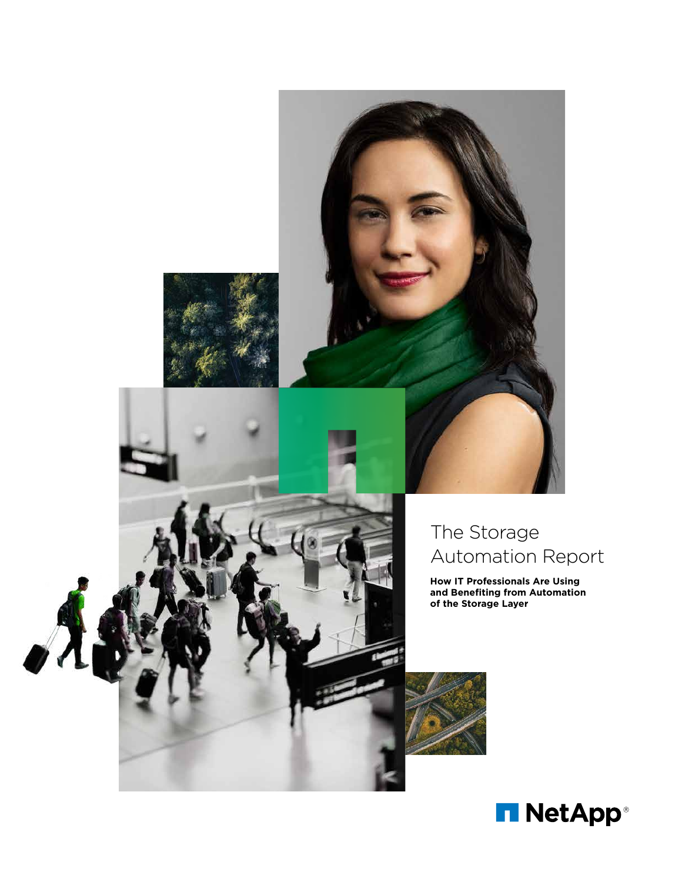# The Storage Automation Report

**How IT Professionals Are Using and Benefiting from Automation of the Storage Layer**

NetApp®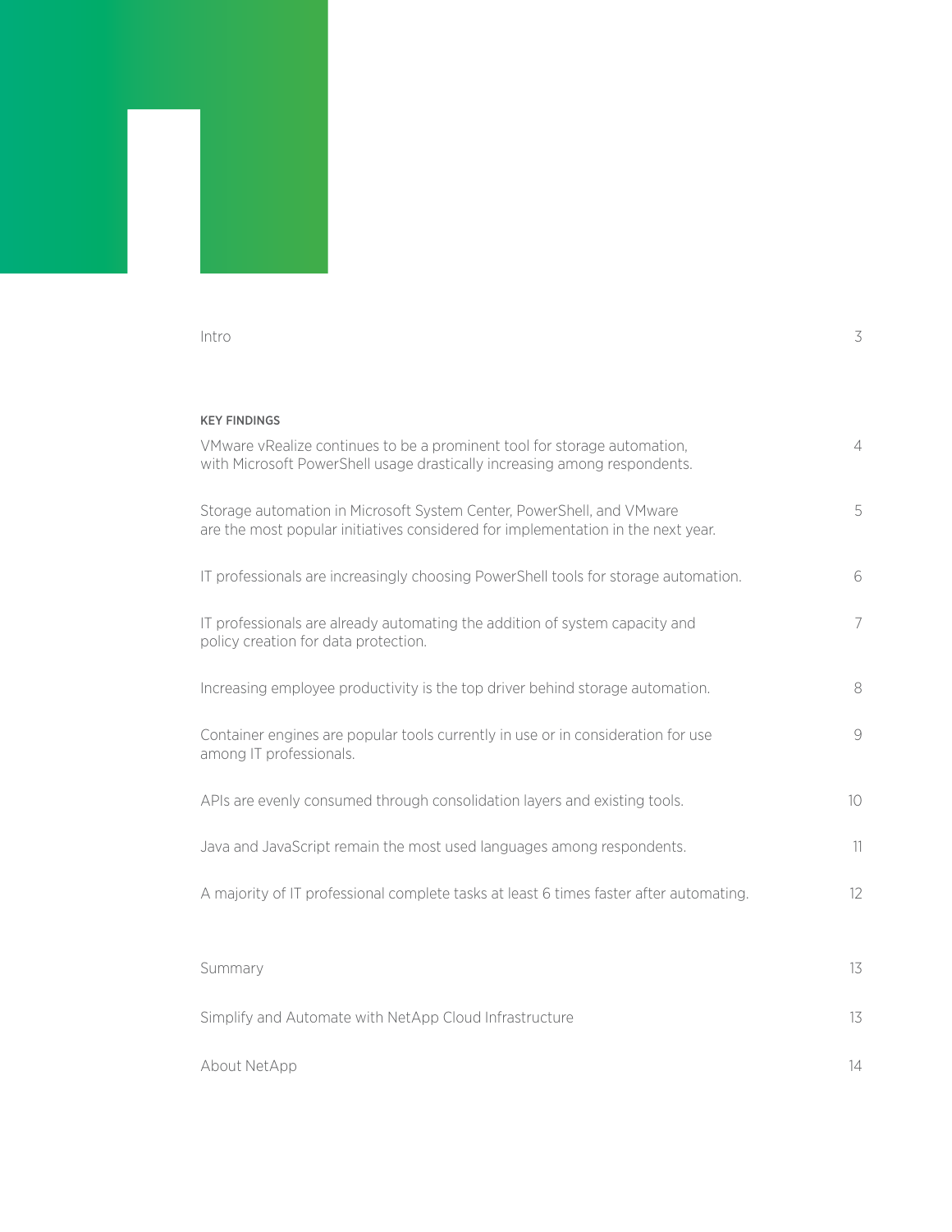| | |
|---|---|
| Intro | 3 |
| **KEY FINDINGS** | |
| VMware vRealize continues to be a prominent tool for storage automation, with Microsoft PowerShell usage drastically increasing among respondents. | 4 |
| Storage automation in Microsoft System Center, PowerShell, and VMware are the most popular initiatives considered for implementation in the next year. | 5 |
| IT professionals are increasingly choosing PowerShell tools for storage automation. | 6 |
| IT professionals are already automating the addition of system capacity and policy creation for data protection. | 7 |
| Increasing employee productivity is the top driver behind storage automation. | 8 |
| Container engines are popular tools currently in use or in consideration for use among IT professionals. | 9 |
| APIs are evenly consumed through consolidation layers and existing tools. | 10 |
| Java and JavaScript remain the most used languages among respondents. | 11 |
| A majority of IT professional complete tasks at least 6 times faster after automating. | 12 |
| Summary | 13 |
| Simplify and Automate with NetApp Cloud Infrastructure | 13 |
| About NetApp | 14 |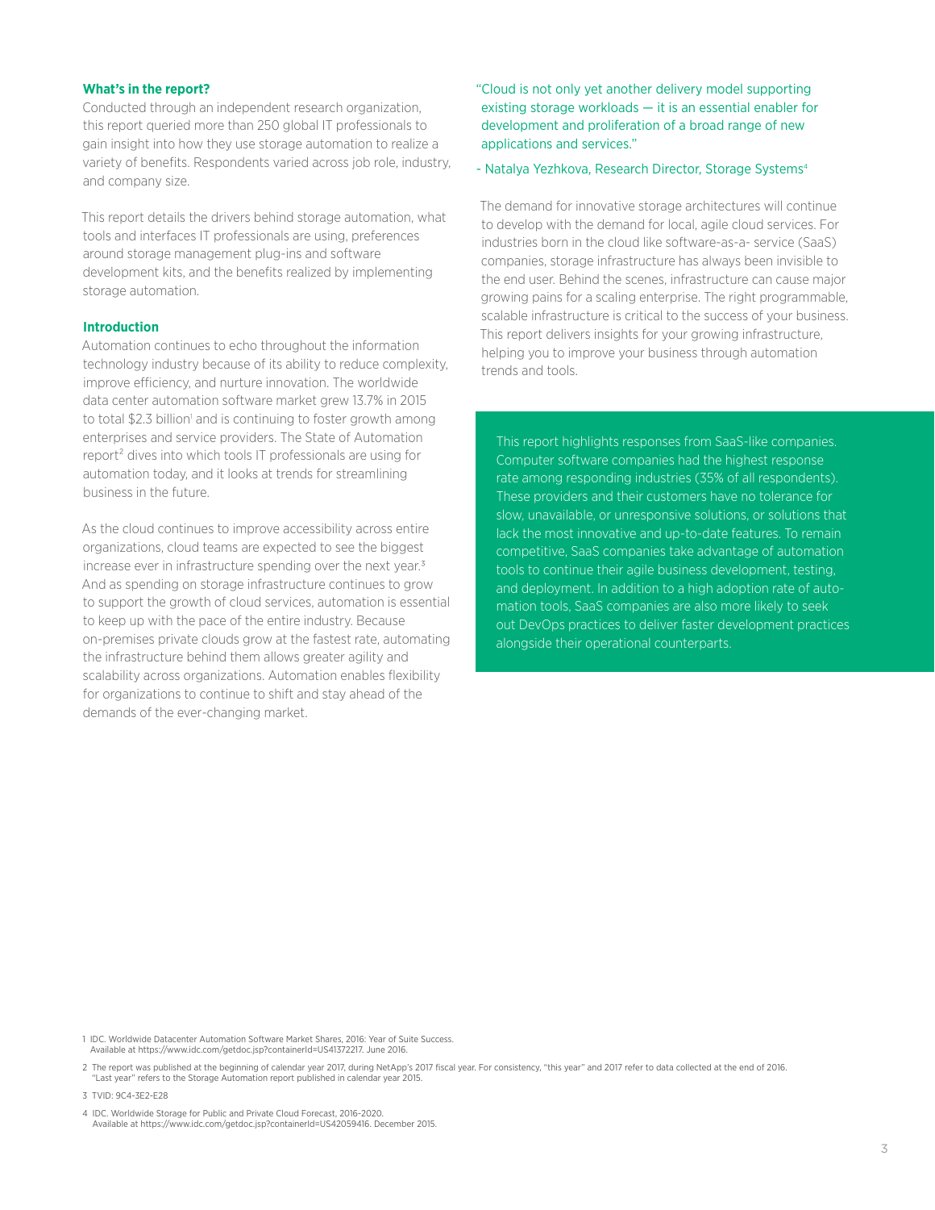**What's in the report?**

Conducted through an independent research organization, this report queried more than 250 global IT professionals to gain insight into how they use storage automation to realize a variety of benefits. Respondents varied across job role, industry, and company size.

This report details the drivers behind storage automation, what tools and interfaces IT professionals are using, preferences around storage management plug-ins and software development kits, and the benefits realized by implementing storage automation.

**Introduction**

Automation continues to echo throughout the information technology industry because of its ability to reduce complexity, improve efficiency, and nurture innovation. The worldwide data center automation software market grew 13.7% in 2015 to total $2.3 billion[1] and is continuing to foster growth among enterprises and service providers. The State of Automation report[2] dives into which tools IT professionals are using for automation today, and it looks at trends for streamlining business in the future.

As the cloud continues to improve accessibility across entire organizations, cloud teams are expected to see the biggest increase ever in infrastructure spending over the next year.[3] And as spending on storage infrastructure continues to grow to support the growth of cloud services, automation is essential to keep up with the pace of the entire industry. Because on-premises private clouds grow at the fastest rate, automating the infrastructure behind them allows greater agility and scalability across organizations. Automation enables flexibility for organizations to continue to shift and stay ahead of the demands of the ever-changing market.

"Cloud is not only yet another delivery model supporting existing storage workloads — it is an essential enabler for development and proliferation of a broad range of new applications and services."

- Natalya Yezhkova, Research Director, Storage Systems[4]

The demand for innovative storage architectures will continue to develop with the demand for local, agile cloud services. For industries born in the cloud like software-as-a- service (SaaS) companies, storage infrastructure has always been invisible to the end user. Behind the scenes, infrastructure can cause major growing pains for a scaling enterprise. The right programmable, scalable infrastructure is critical to the success of your business. This report delivers insights for your growing infrastructure, helping you to improve your business through automation trends and tools.

This report highlights responses from SaaS-like companies. Computer software companies had the highest response rate among responding industries (35% of all respondents). These providers and their customers have no tolerance for slow, unavailable, or unresponsive solutions, or solutions that lack the most innovative and up-to-date features. To remain competitive, SaaS companies take advantage of automation tools to continue their agile business development, testing, and deployment. In addition to a high adoption rate of automation tools, SaaS companies are also more likely to seek out DevOps practices to deliver faster development practices alongside their operational counterparts.

1 IDC. Worldwide Datacenter Automation Software Market Shares, 2016: Year of Suite Success. Available at https://www.idc.com/getdoc.jsp?containerId=US41372217. June 2016.

2 The report was published at the beginning of calendar year 2017, during NetApp's 2017 fiscal year. For consistency, "this year" and 2017 refer to data collected at the end of 2016. "Last year" refers to the Storage Automation report published in calendar year 2015.

3 TVID: 9C4-3E2-E28

4 IDC. Worldwide Storage for Public and Private Cloud Forecast, 2016-2020. Available at https://www.idc.com/getdoc.jsp?containerId=US42059416. December 2015.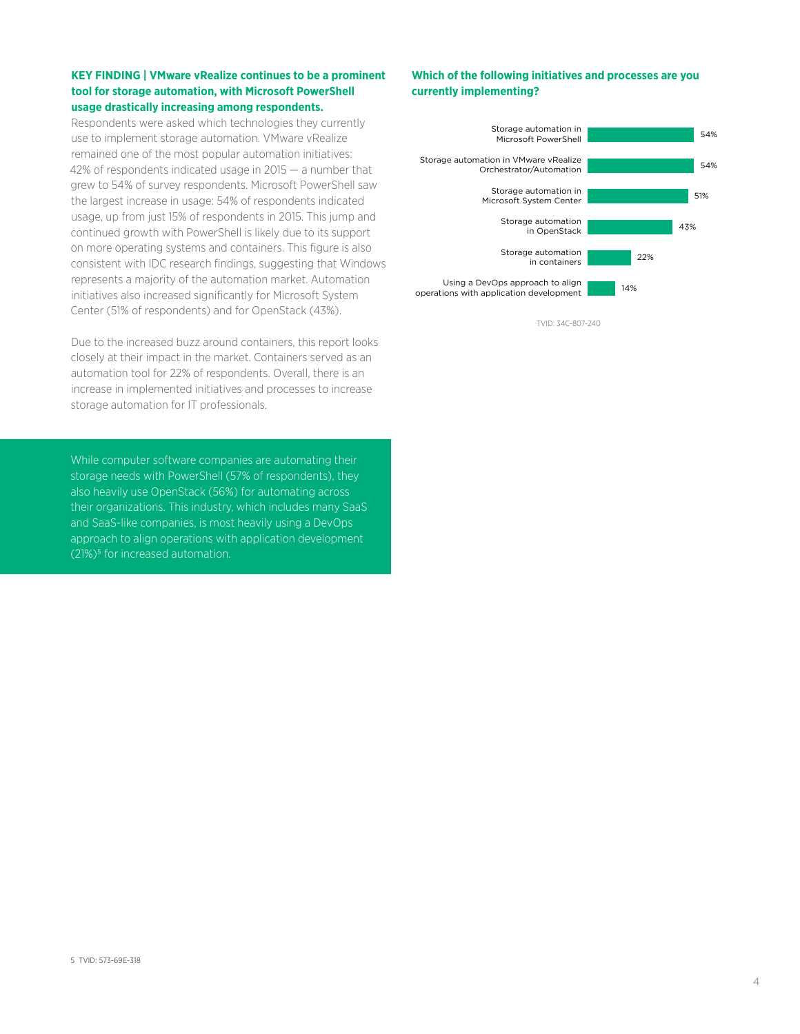**KEY FINDING | VMware vRealize continues to be a prominent tool for storage automation, with Microsoft PowerShell usage drastically increasing among respondents.**

Respondents were asked which technologies they currently use to implement storage automation. VMware vRealize remained one of the most popular automation initiatives: 42% of respondents indicated usage in 2015 — a number that grew to 54% of survey respondents. Microsoft PowerShell saw the largest increase in usage: 54% of respondents indicated usage, up from just 15% of respondents in 2015. This jump and continued growth with PowerShell is likely due to its support on more operating systems and containers. This figure is also consistent with IDC research findings, suggesting that Windows represents a majority of the automation market. Automation initiatives also increased significantly for Microsoft System Center (51% of respondents) and for OpenStack (43%).

Due to the increased buzz around containers, this report looks closely at their impact in the market. Containers served as an automation tool for 22% of respondents. Overall, there is an increase in implemented initiatives and processes to increase storage automation for IT professionals.

While computer software companies are automating their storage needs with PowerShell (57% of respondents), they also heavily use OpenStack (56%) for automating across their organizations. This industry, which includes many SaaS and SaaS-like companies, is most heavily using a DevOps approach to align operations with application development (21%)[5] for increased automation.

**Which of the following initiatives and processes are you currently implementing?**

| Initiative | Percentage |
| --- | --- |
| Storage automation in Microsoft PowerShell | 54% |
| Storage automation in VMware vRealize Orchestrator/Automation | 54% |
| Storage automation in Microsoft System Center | 51% |
| Storage automation in OpenStack | 43% |
| Storage automation in containers | 22% |
| Using a DevOps approach to align operations with application development | 14% |

TVID: 34C-807-240

5 TVID: 573-69E-318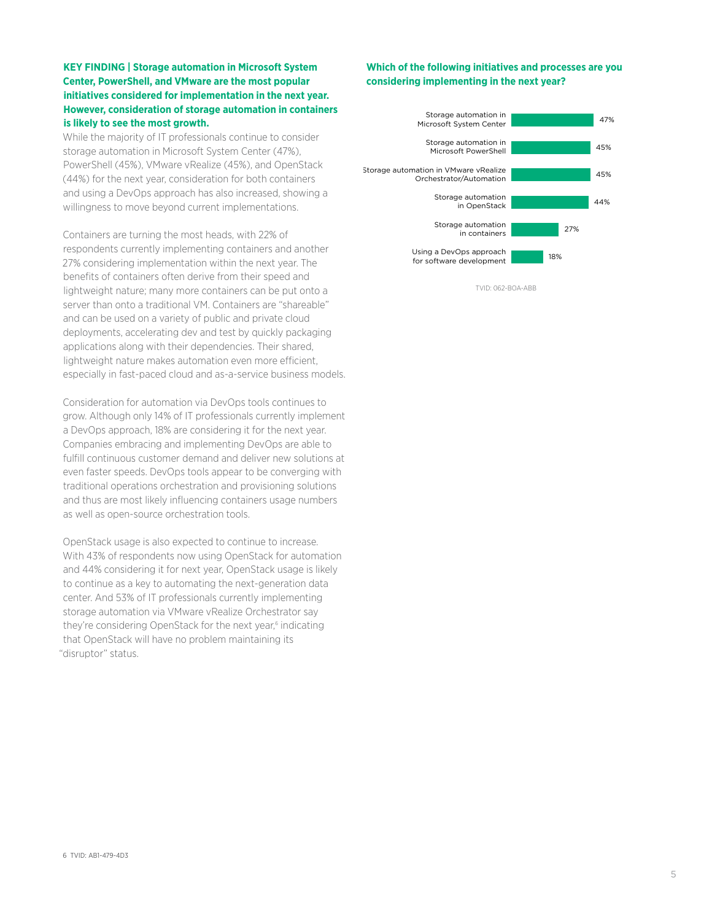**KEY FINDING | Storage automation in Microsoft System Center, PowerShell, and VMware are the most popular initiatives considered for implementation in the next year. However, consideration of storage automation in containers is likely to see the most growth.**

While the majority of IT professionals continue to consider storage automation in Microsoft System Center (47%), PowerShell (45%), VMware vRealize (45%), and OpenStack (44%) for the next year, consideration for both containers and using a DevOps approach has also increased, showing a willingness to move beyond current implementations.

Containers are turning the most heads, with 22% of respondents currently implementing containers and another 27% considering implementation within the next year. The benefits of containers often derive from their speed and lightweight nature; many more containers can be put onto a server than onto a traditional VM. Containers are "shareable" and can be used on a variety of public and private cloud deployments, accelerating dev and test by quickly packaging applications along with their dependencies. Their shared, lightweight nature makes automation even more efficient, especially in fast-paced cloud and as-a-service business models.

Consideration for automation via DevOps tools continues to grow. Although only 14% of IT professionals currently implement a DevOps approach, 18% are considering it for the next year. Companies embracing and implementing DevOps are able to fulfill continuous customer demand and deliver new solutions at even faster speeds. DevOps tools appear to be converging with traditional operations orchestration and provisioning solutions and thus are most likely influencing containers usage numbers as well as open-source orchestration tools.

OpenStack usage is also expected to continue to increase. With 43% of respondents now using OpenStack for automation and 44% considering it for next year, OpenStack usage is likely to continue as a key to automating the next-generation data center. And 53% of IT professionals currently implementing storage automation via VMware vRealize Orchestrator say they're considering OpenStack for the next year,[6] indicating that OpenStack will have no problem maintaining its "disruptor" status.

**Which of the following initiatives and processes are you considering implementing in the next year?**

| Initiative | % |
| --- | --- |
| Storage automation in Microsoft System Center | 47% |
| Storage automation in Microsoft PowerShell | 45% |
| Storage automation in VMware vRealize Orchestrator/Automation | 45% |
| Storage automation in OpenStack | 44% |
| Storage automation in containers | 27% |
| Using a DevOps approach for software development | 18% |

TVID: 062-BOA-ABB

6 TVID: AB1-479-4D3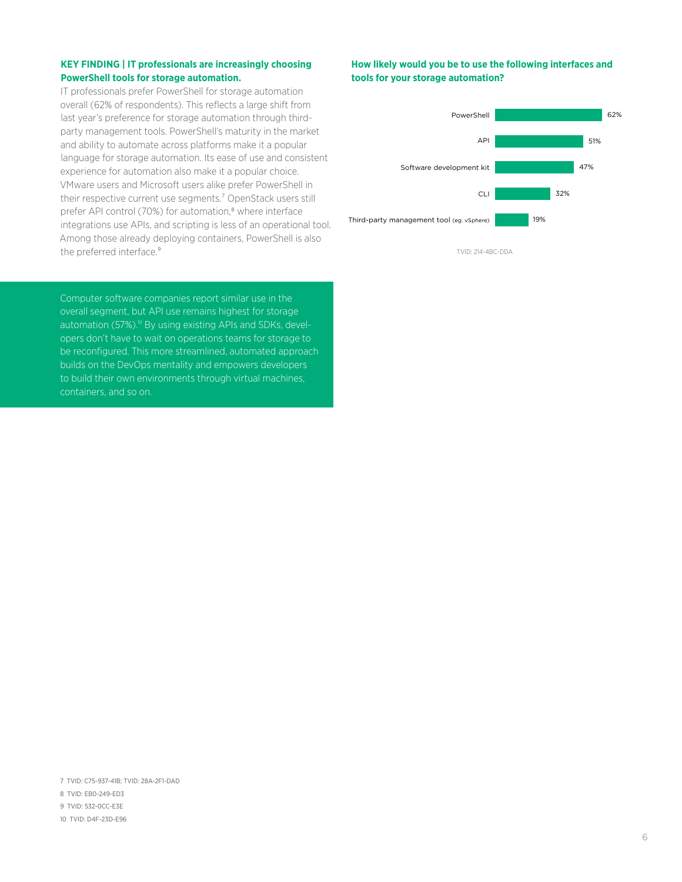**KEY FINDING | IT professionals are increasingly choosing PowerShell tools for storage automation.**

IT professionals prefer PowerShell for storage automation overall (62% of respondents). This reflects a large shift from last year's preference for storage automation through third-party management tools. PowerShell's maturity in the market and ability to automate across platforms make it a popular language for storage automation. Its ease of use and consistent experience for automation also make it a popular choice. VMware users and Microsoft users alike prefer PowerShell in their respective current use segments.[7] OpenStack users still prefer API control (70%) for automation,[8] where interface integrations use APIs, and scripting is less of an operational tool. Among those already deploying containers, PowerShell is also the preferred interface.[9]

Computer software companies report similar use in the overall segment, but API use remains highest for storage automation (57%).[10] By using existing APIs and SDKs, developers don't have to wait on operations teams for storage to be reconfigured. This more streamlined, automated approach builds on the DevOps mentality and empowers developers to build their own environments through virtual machines, containers, and so on.

**How likely would you be to use the following interfaces and tools for your storage automation?**

| Interface/Tool | % |
| --- | --- |
| PowerShell | 62% |
| API | 51% |
| Software development kit | 47% |
| CLI | 32% |
| Third-party management tool (eg. vSphere) | 19% |

TVID: 214-4BC-DDA

7 TVID: C75-937-41B; TVID: 28A-2F1-DAD

8 TVID: EB0-249-ED3

9 TVID: 532-0CC-E3E

10 TVID: D4F-23D-E96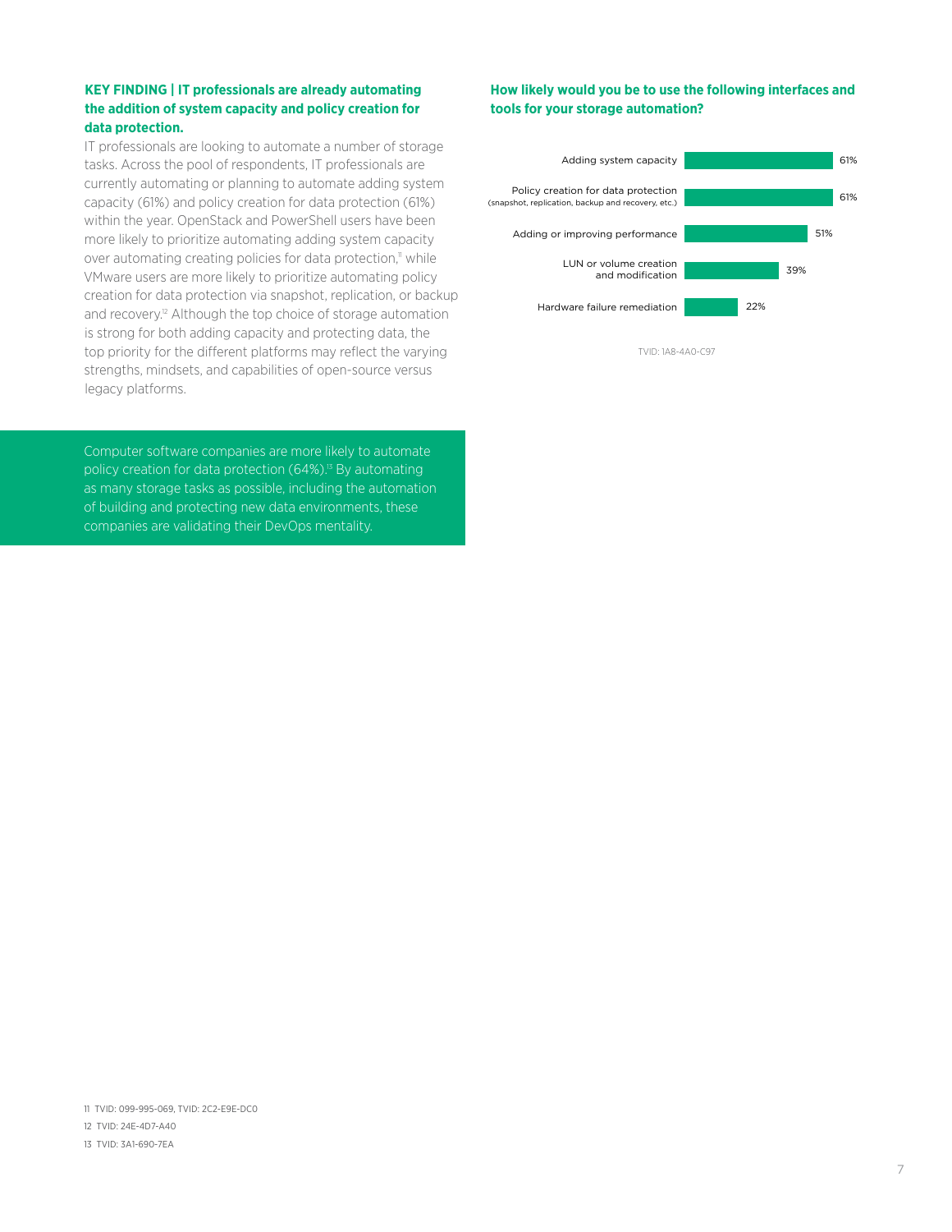### KEY FINDING | IT professionals are already automating the addition of system capacity and policy creation for data protection.

IT professionals are looking to automate a number of storage tasks. Across the pool of respondents, IT professionals are currently automating or planning to automate adding system capacity (61%) and policy creation for data protection (61%) within the year. OpenStack and PowerShell users have been more likely to prioritize automating adding system capacity over automating creating policies for data protection,[11] while VMware users are more likely to prioritize automating policy creation for data protection via snapshot, replication, or backup and recovery.[12] Although the top choice of storage automation is strong for both adding capacity and protecting data, the top priority for the different platforms may reflect the varying strengths, mindsets, and capabilities of open-source versus legacy platforms.

Computer software companies are more likely to automate policy creation for data protection (64%).[13] By automating as many storage tasks as possible, including the automation of building and protecting new data environments, these companies are validating their DevOps mentality.

### How likely would you be to use the following interfaces and tools for your storage automation?

| Task | % |
| --- | --- |
| Adding system capacity | 61% |
| Policy creation for data protection (snapshot, replication, backup and recovery, etc.) | 61% |
| Adding or improving performance | 51% |
| LUN or volume creation and modification | 39% |
| Hardware failure remediation | 22% |

TVID: 1A8-4A0-C97

11 TVID: 099-995-069, TVID: 2C2-E9E-DC0

12 TVID: 24E-4D7-A40

13 TVID: 3A1-690-7EA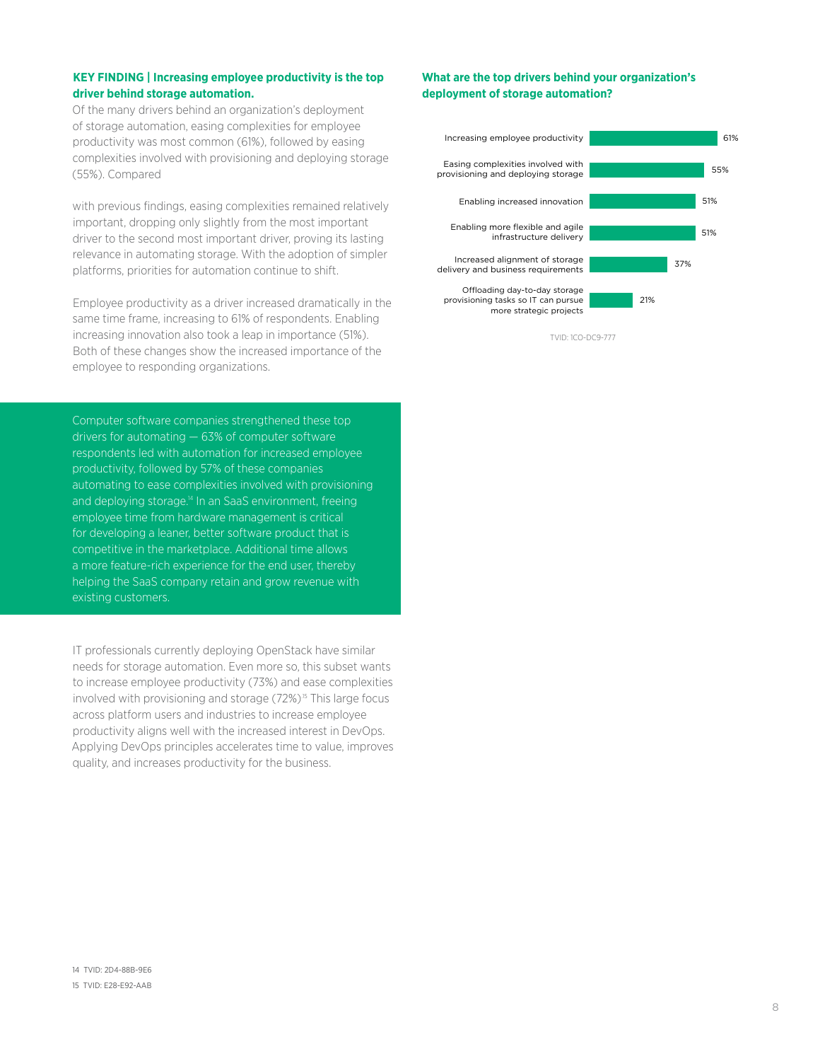**KEY FINDING | Increasing employee productivity is the top driver behind storage automation.**

Of the many drivers behind an organization's deployment of storage automation, easing complexities for employee productivity was most common (61%), followed by easing complexities involved with provisioning and deploying storage (55%). Compared

with previous findings, easing complexities remained relatively important, dropping only slightly from the most important driver to the second most important driver, proving its lasting relevance in automating storage. With the adoption of simpler platforms, priorities for automation continue to shift.

Employee productivity as a driver increased dramatically in the same time frame, increasing to 61% of respondents. Enabling increasing innovation also took a leap in importance (51%). Both of these changes show the increased importance of the employee to responding organizations.

Computer software companies strengthened these top drivers for automating — 63% of computer software respondents led with automation for increased employee productivity, followed by 57% of these companies automating to ease complexities involved with provisioning and deploying storage.[14] In an SaaS environment, freeing employee time from hardware management is critical for developing a leaner, better software product that is competitive in the marketplace. Additional time allows a more feature-rich experience for the end user, thereby helping the SaaS company retain and grow revenue with existing customers.

IT professionals currently deploying OpenStack have similar needs for storage automation. Even more so, this subset wants to increase employee productivity (73%) and ease complexities involved with provisioning and storage (72%)[15] This large focus across platform users and industries to increase employee productivity aligns well with the increased interest in DevOps. Applying DevOps principles accelerates time to value, improves quality, and increases productivity for the business.

**What are the top drivers behind your organization's deployment of storage automation?**

| Driver | Percentage |
|---|---|
| Increasing employee productivity | 61% |
| Easing complexities involved with provisioning and deploying storage | 55% |
| Enabling increased innovation | 51% |
| Enabling more flexible and agile infrastructure delivery | 51% |
| Increased alignment of storage delivery and business requirements | 37% |
| Offloading day-to-day storage provisioning tasks so IT can pursue more strategic projects | 21% |

TVID: 1CO-DC9-777

14 TVID: 2D4-88B-9E6

15 TVID: E28-E92-AAB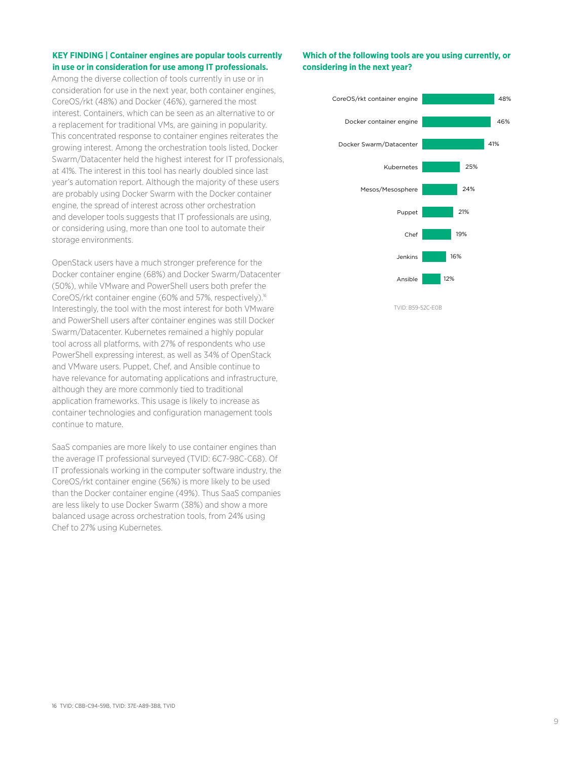**KEY FINDING | Container engines are popular tools currently in use or in consideration for use among IT professionals.**

Among the diverse collection of tools currently in use or in consideration for use in the next year, both container engines, CoreOS/rkt (48%) and Docker (46%), garnered the most interest. Containers, which can be seen as an alternative to or a replacement for traditional VMs, are gaining in popularity. This concentrated response to container engines reiterates the growing interest. Among the orchestration tools listed, Docker Swarm/Datacenter held the highest interest for IT professionals, at 41%. The interest in this tool has nearly doubled since last year's automation report. Although the majority of these users are probably using Docker Swarm with the Docker container engine, the spread of interest across other orchestration and developer tools suggests that IT professionals are using, or considering using, more than one tool to automate their storage environments.

OpenStack users have a much stronger preference for the Docker container engine (68%) and Docker Swarm/Datacenter (50%), while VMware and PowerShell users both prefer the CoreOS/rkt container engine (60% and 57%, respectively).[16] Interestingly, the tool with the most interest for both VMware and PowerShell users after container engines was still Docker Swarm/Datacenter. Kubernetes remained a highly popular tool across all platforms, with 27% of respondents who use PowerShell expressing interest, as well as 34% of OpenStack and VMware users. Puppet, Chef, and Ansible continue to have relevance for automating applications and infrastructure, although they are more commonly tied to traditional application frameworks. This usage is likely to increase as container technologies and configuration management tools continue to mature.

SaaS companies are more likely to use container engines than the average IT professional surveyed (TVID: 6C7-98C-C68). Of IT professionals working in the computer software industry, the CoreOS/rkt container engine (56%) is more likely to be used than the Docker container engine (49%). Thus SaaS companies are less likely to use Docker Swarm (38%) and show a more balanced usage across orchestration tools, from 24% using Chef to 27% using Kubernetes.

**Which of the following tools are you using currently, or considering in the next year?**

| Tool | Percentage |
|---|---|
| CoreOS/rkt container engine | 48% |
| Docker container engine | 46% |
| Docker Swarm/Datacenter | 41% |
| Kubernetes | 25% |
| Mesos/Mesosphere | 24% |
| Puppet | 21% |
| Chef | 19% |
| Jenkins | 16% |
| Ansible | 12% |

TVID: B59-52C-E0B

16 TVID: CBB-C94-59B, TVID: 37E-A89-3B8, TVID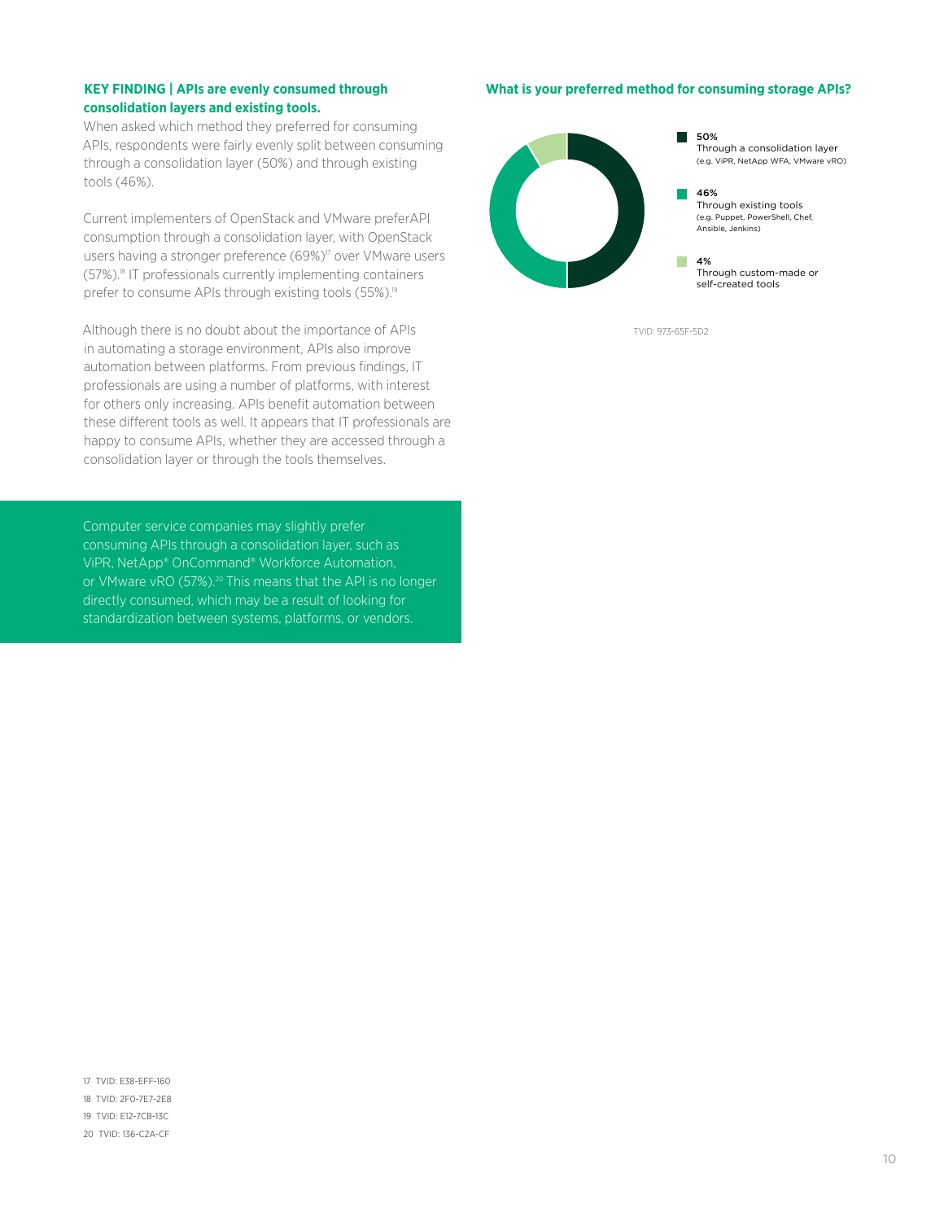**KEY FINDING | APIs are evenly consumed through consolidation layers and existing tools.**

When asked which method they preferred for consuming APIs, respondents were fairly evenly split between consuming through a consolidation layer (50%) and through existing tools (46%).

Current implementers of OpenStack and VMware preferAPI consumption through a consolidation layer, with OpenStack users having a stronger preference (69%)[17] over VMware users (57%).[18] IT professionals currently implementing containers prefer to consume APIs through existing tools (55%).[19]

Although there is no doubt about the importance of APIs in automating a storage environment, APIs also improve automation between platforms. From previous findings, IT professionals are using a number of platforms, with interest for others only increasing. APIs benefit automation between these different tools as well. It appears that IT professionals are happy to consume APIs, whether they are accessed through a consolidation layer or through the tools themselves.

Computer service companies may slightly prefer consuming APIs through a consolidation layer, such as ViPR, NetApp® OnCommand® Workforce Automation, or VMware vRO (57%).[20] This means that the API is no longer directly consumed, which may be a result of looking for standardization between systems, platforms, or vendors.

**What is your preferred method for consuming storage APIs?**

- 50% Through a consolidation layer (e.g. ViPR, NetApp WFA, VMware vRO)
- 46% Through existing tools (e.g. Puppet, PowerShell, Chef, Ansible, Jenkins)
- 4% Through custom-made or self-created tools

TVID: 973-65F-5D2

17 TVID: E38-EFF-160
18 TVID: 2F0-7E7-2E8
19 TVID: E12-7CB-13C
20 TVID: 136-C2A-CF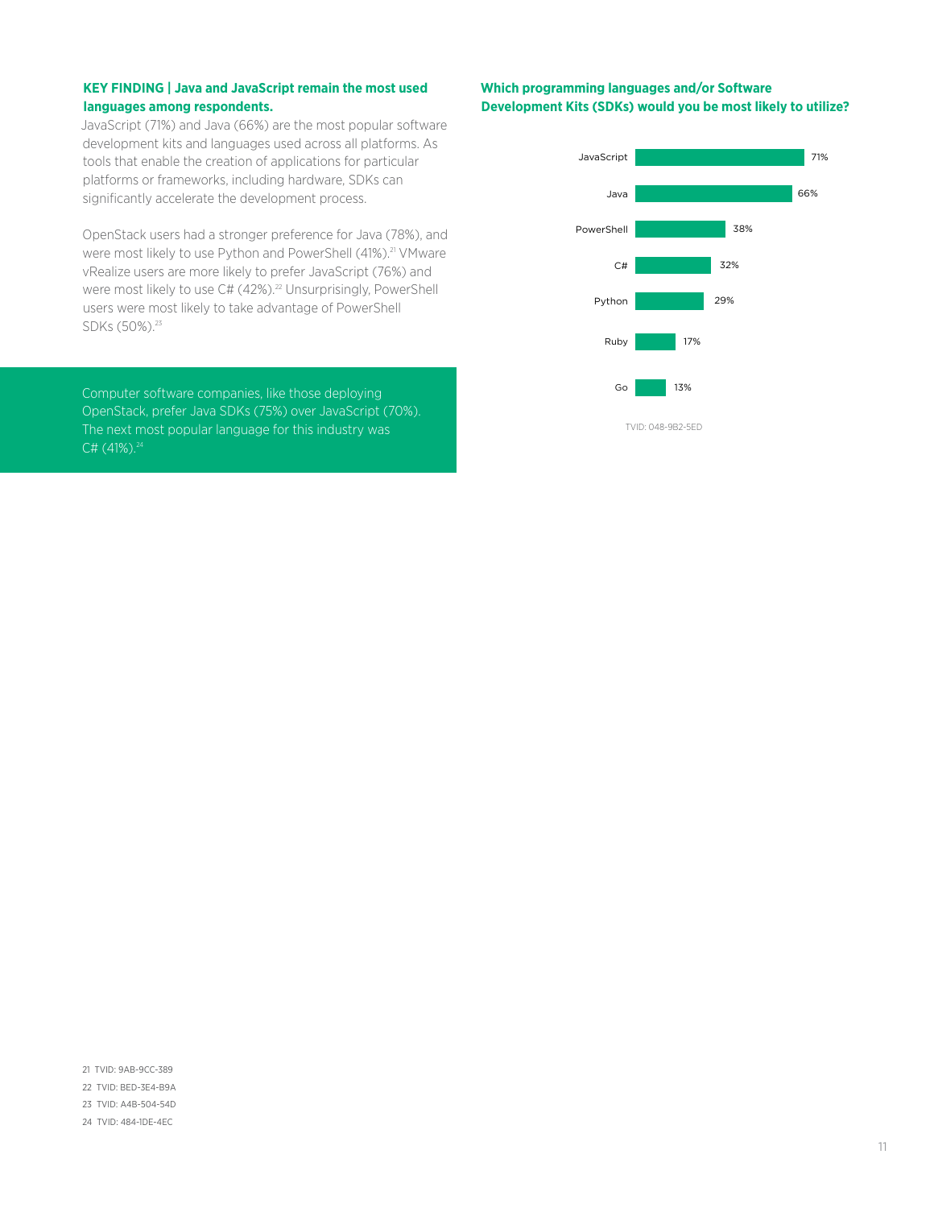### KEY FINDING | Java and JavaScript remain the most used languages among respondents.

JavaScript (71%) and Java (66%) are the most popular software development kits and languages used across all platforms. As tools that enable the creation of applications for particular platforms or frameworks, including hardware, SDKs can significantly accelerate the development process.

OpenStack users had a stronger preference for Java (78%), and were most likely to use Python and PowerShell (41%).[21] VMware vRealize users are more likely to prefer JavaScript (76%) and were most likely to use C# (42%).[22] Unsurprisingly, PowerShell users were most likely to take advantage of PowerShell SDKs (50%).[23]

> Computer software companies, like those deploying OpenStack, prefer Java SDKs (75%) over JavaScript (70%). The next most popular language for this industry was C# (41%).[24]

### Which programming languages and/or Software Development Kits (SDKs) would you be most likely to utilize?

| Language | % |
|---|---|
| JavaScript | 71% |
| Java | 66% |
| PowerShell | 38% |
| C# | 32% |
| Python | 29% |
| Ruby | 17% |
| Go | 13% |

TVID: 048-9B2-5ED

21 TVID: 9AB-9CC-389

22 TVID: BED-3E4-B9A

23 TVID: A4B-504-54D

24 TVID: 484-1DE-4EC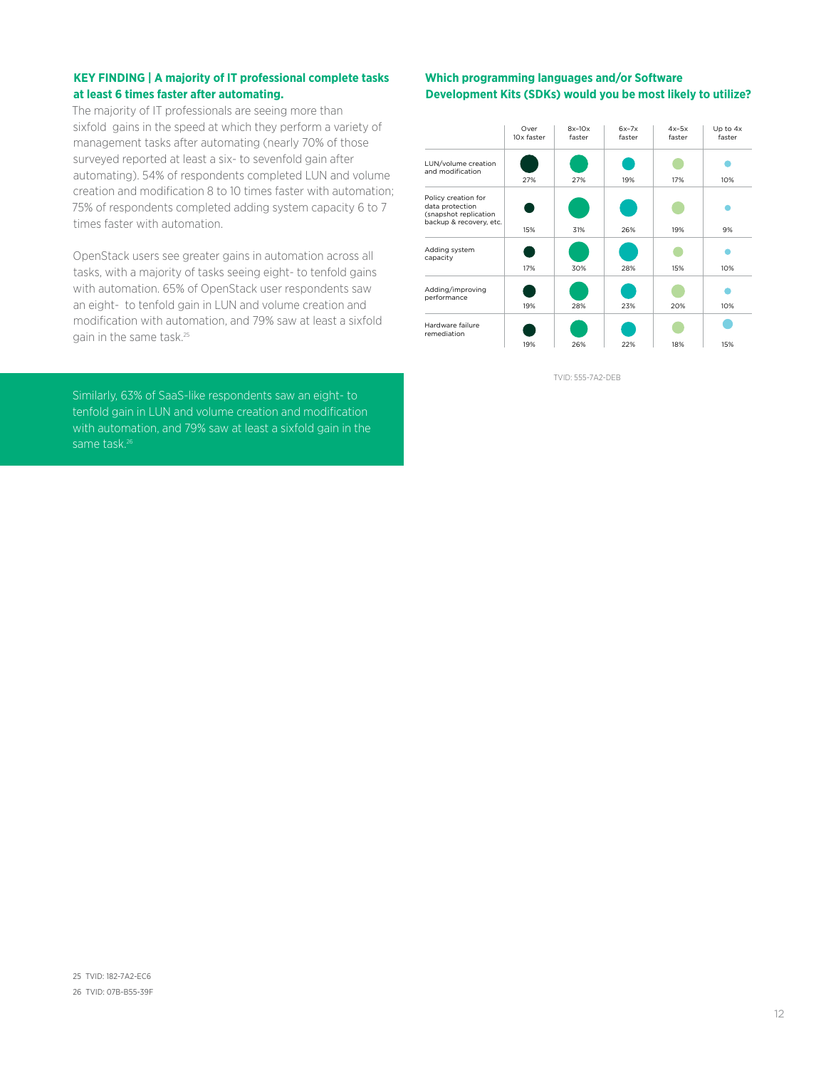**KEY FINDING | A majority of IT professional complete tasks at least 6 times faster after automating.**

The majority of IT professionals are seeing more than sixfold gains in the speed at which they perform a variety of management tasks after automating (nearly 70% of those surveyed reported at least a six- to sevenfold gain after automating). 54% of respondents completed LUN and volume creation and modification 8 to 10 times faster with automation; 75% of respondents completed adding system capacity 6 to 7 times faster with automation.

OpenStack users see greater gains in automation across all tasks, with a majority of tasks seeing eight- to tenfold gains with automation. 65% of OpenStack user respondents saw an eight- to tenfold gain in LUN and volume creation and modification with automation, and 79% saw at least a sixfold gain in the same task.[25]

Similarly, 63% of SaaS-like respondents saw an eight- to tenfold gain in LUN and volume creation and modification with automation, and 79% saw at least a sixfold gain in the same task.[26]

**Which programming languages and/or Software Development Kits (SDKs) would you be most likely to utilize?**

| | Over 10x faster | 8x–10x faster | 6x–7x faster | 4x–5x faster | Up to 4x faster |
|---|---|---|---|---|---|
| LUN/volume creation and modification | 27% | 27% | 19% | 17% | 10% |
| Policy creation for data protection (snapshot replication backup & recovery, etc. | 15% | 31% | 26% | 19% | 9% |
| Adding system capacity | 17% | 30% | 28% | 15% | 10% |
| Adding/improving performance | 19% | 28% | 23% | 20% | 10% |
| Hardware failure remediation | 19% | 26% | 22% | 18% | 15% |

TVID: 555-7A2-DEB

25 TVID: 182-7A2-EC6

26 TVID: 07B-B55-39F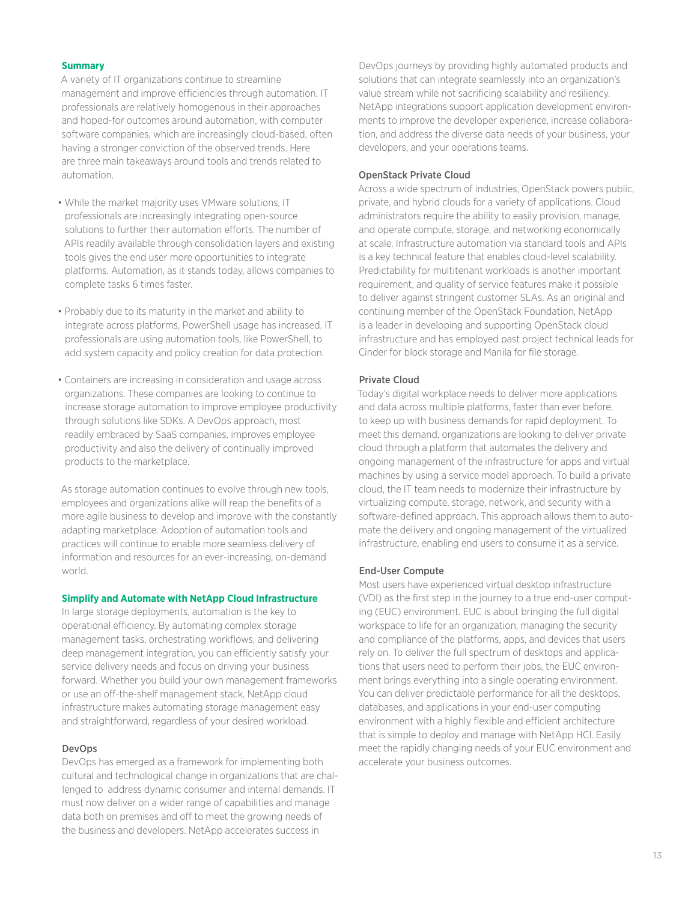## Summary

A variety of IT organizations continue to streamline management and improve efficiencies through automation. IT professionals are relatively homogenous in their approaches and hoped-for outcomes around automation, with computer software companies, which are increasingly cloud-based, often having a stronger conviction of the observed trends. Here are three main takeaways around tools and trends related to automation.

- While the market majority uses VMware solutions, IT professionals are increasingly integrating open-source solutions to further their automation efforts. The number of APIs readily available through consolidation layers and existing tools gives the end user more opportunities to integrate platforms. Automation, as it stands today, allows companies to complete tasks 6 times faster.
- Probably due to its maturity in the market and ability to integrate across platforms, PowerShell usage has increased. IT professionals are using automation tools, like PowerShell, to add system capacity and policy creation for data protection.
- Containers are increasing in consideration and usage across organizations. These companies are looking to continue to increase storage automation to improve employee productivity through solutions like SDKs. A DevOps approach, most readily embraced by SaaS companies, improves employee productivity and also the delivery of continually improved products to the marketplace.

As storage automation continues to evolve through new tools, employees and organizations alike will reap the benefits of a more agile business to develop and improve with the constantly adapting marketplace. Adoption of automation tools and practices will continue to enable more seamless delivery of information and resources for an ever-increasing, on-demand world.

## Simplify and Automate with NetApp Cloud Infrastructure

In large storage deployments, automation is the key to operational efficiency. By automating complex storage management tasks, orchestrating workflows, and delivering deep management integration, you can efficiently satisfy your service delivery needs and focus on driving your business forward. Whether you build your own management frameworks or use an off-the-shelf management stack, NetApp cloud infrastructure makes automating storage management easy and straightforward, regardless of your desired workload.

### DevOps

DevOps has emerged as a framework for implementing both cultural and technological change in organizations that are challenged to address dynamic consumer and internal demands. IT must now deliver on a wider range of capabilities and manage data both on premises and off to meet the growing needs of the business and developers. NetApp accelerates success in DevOps journeys by providing highly automated products and solutions that can integrate seamlessly into an organization's value stream while not sacrificing scalability and resiliency. NetApp integrations support application development environments to improve the developer experience, increase collaboration, and address the diverse data needs of your business, your developers, and your operations teams.

### OpenStack Private Cloud

Across a wide spectrum of industries, OpenStack powers public, private, and hybrid clouds for a variety of applications. Cloud administrators require the ability to easily provision, manage, and operate compute, storage, and networking economically at scale. Infrastructure automation via standard tools and APIs is a key technical feature that enables cloud-level scalability. Predictability for multitenant workloads is another important requirement, and quality of service features make it possible to deliver against stringent customer SLAs. As an original and continuing member of the OpenStack Foundation, NetApp is a leader in developing and supporting OpenStack cloud infrastructure and has employed past project technical leads for Cinder for block storage and Manila for file storage.

### Private Cloud

Today's digital workplace needs to deliver more applications and data across multiple platforms, faster than ever before, to keep up with business demands for rapid deployment. To meet this demand, organizations are looking to deliver private cloud through a platform that automates the delivery and ongoing management of the infrastructure for apps and virtual machines by using a service model approach. To build a private cloud, the IT team needs to modernize their infrastructure by virtualizing compute, storage, network, and security with a software-defined approach. This approach allows them to automate the delivery and ongoing management of the virtualized infrastructure, enabling end users to consume it as a service.

### End-User Compute

Most users have experienced virtual desktop infrastructure (VDI) as the first step in the journey to a true end-user computing (EUC) environment. EUC is about bringing the full digital workspace to life for an organization, managing the security and compliance of the platforms, apps, and devices that users rely on. To deliver the full spectrum of desktops and applications that users need to perform their jobs, the EUC environment brings everything into a single operating environment. You can deliver predictable performance for all the desktops, databases, and applications in your end-user computing environment with a highly flexible and efficient architecture that is simple to deploy and manage with NetApp HCI. Easily meet the rapidly changing needs of your EUC environment and accelerate your business outcomes.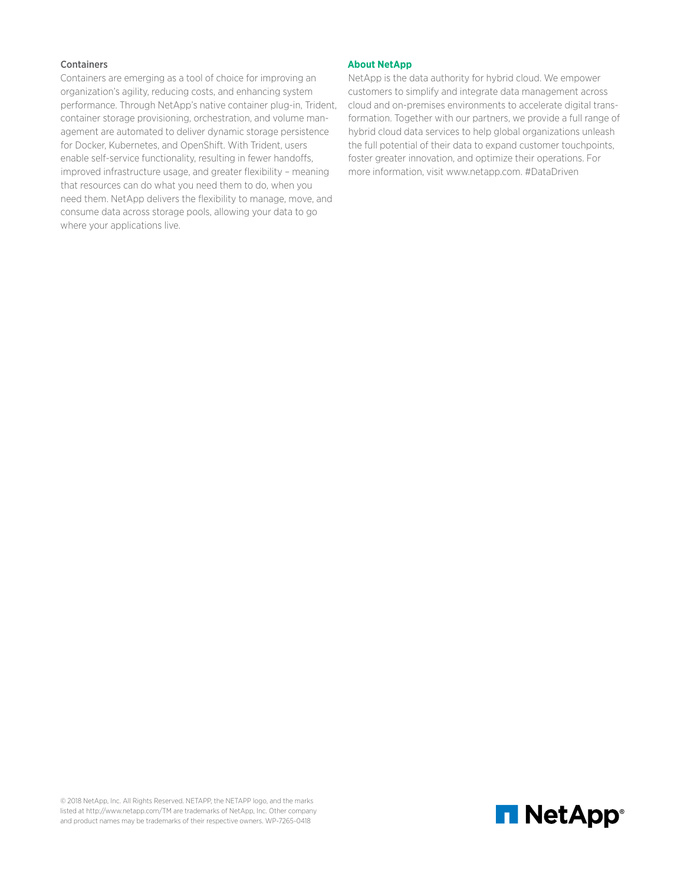### Containers

Containers are emerging as a tool of choice for improving an organization's agility, reducing costs, and enhancing system performance. Through NetApp's native container plug-in, Trident, container storage provisioning, orchestration, and volume management are automated to deliver dynamic storage persistence for Docker, Kubernetes, and OpenShift. With Trident, users enable self-service functionality, resulting in fewer handoffs, improved infrastructure usage, and greater flexibility – meaning that resources can do what you need them to do, when you need them. NetApp delivers the flexibility to manage, move, and consume data across storage pools, allowing your data to go where your applications live.

### About NetApp

NetApp is the data authority for hybrid cloud. We empower customers to simplify and integrate data management across cloud and on-premises environments to accelerate digital transformation. Together with our partners, we provide a full range of hybrid cloud data services to help global organizations unleash the full potential of their data to expand customer touchpoints, foster greater innovation, and optimize their operations. For more information, visit www.netapp.com. #DataDriven

© 2018 NetApp, Inc. All Rights Reserved. NETAPP, the NETAPP logo, and the marks listed at http://www.netapp.com/TM are trademarks of NetApp, Inc. Other company and product names may be trademarks of their respective owners. WP-7265-0418

NetApp®